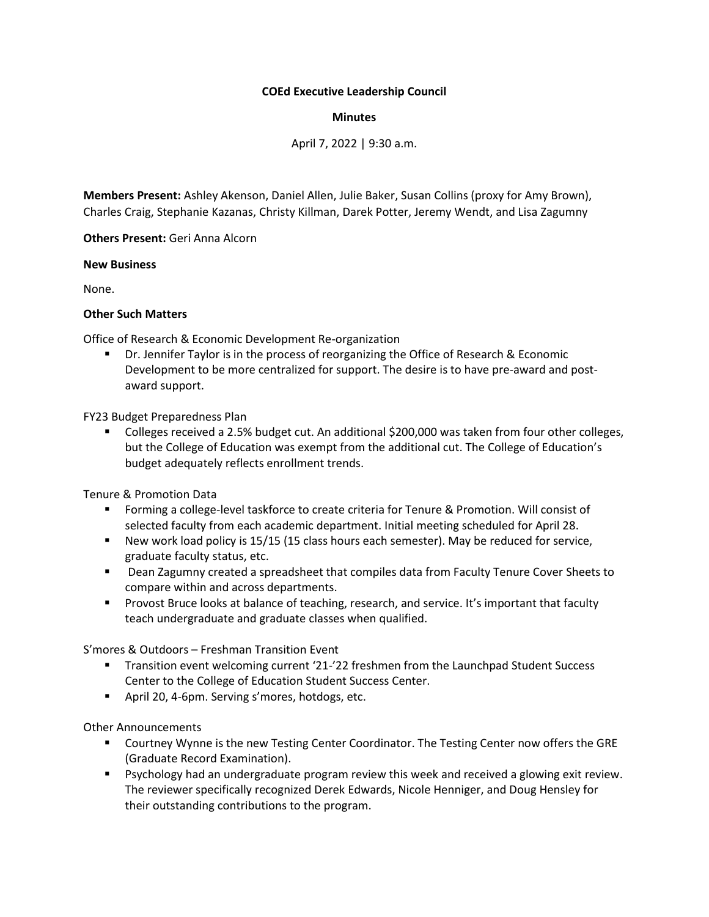**COEd Executive Leadership Council**

**Minutes**

April 7, 2022 | 9:30 a.m.

**Members Present:** Ashley Akenson, Daniel Allen, Julie Baker, Susan Collins (proxy for Amy Brown), Charles Craig, Stephanie Kazanas, Christy Killman, Darek Potter, Jeremy Wendt, and Lisa Zagumny

**Others Present:** Geri Anna Alcorn

**New Business**

None.

**Other Such Matters**

Office of Research & Economic Development Re-organization

- Dr. Jennifer Taylor is in the process of reorganizing the Office of Research & Economic Development to be more centralized for support. The desire is to have pre-award and post-award support.

FY23 Budget Preparedness Plan

- Colleges received a 2.5% budget cut. An additional $200,000 was taken from four other colleges, but the College of Education was exempt from the additional cut. The College of Education's budget adequately reflects enrollment trends.

Tenure & Promotion Data

- Forming a college-level taskforce to create criteria for Tenure & Promotion. Will consist of selected faculty from each academic department. Initial meeting scheduled for April 28.
- New work load policy is 15/15 (15 class hours each semester). May be reduced for service, graduate faculty status, etc.
- Dean Zagumny created a spreadsheet that compiles data from Faculty Tenure Cover Sheets to compare within and across departments.
- Provost Bruce looks at balance of teaching, research, and service. It's important that faculty teach undergraduate and graduate classes when qualified.

S'mores & Outdoors – Freshman Transition Event

- Transition event welcoming current '21-'22 freshmen from the Launchpad Student Success Center to the College of Education Student Success Center.
- April 20, 4-6pm. Serving s'mores, hotdogs, etc.

Other Announcements

- Courtney Wynne is the new Testing Center Coordinator. The Testing Center now offers the GRE (Graduate Record Examination).
- Psychology had an undergraduate program review this week and received a glowing exit review. The reviewer specifically recognized Derek Edwards, Nicole Henniger, and Doug Hensley for their outstanding contributions to the program.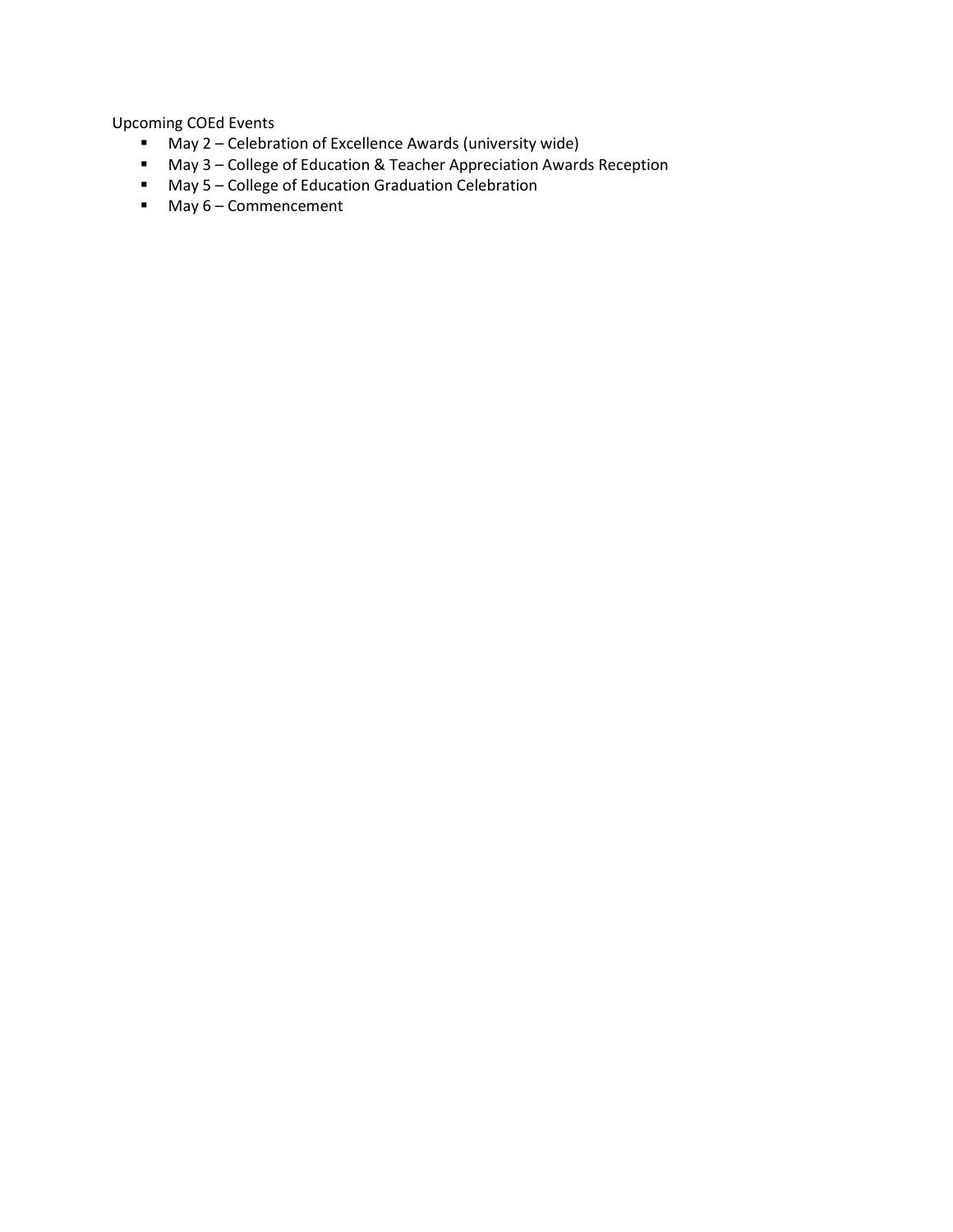Upcoming COEd Events

- May 2 – Celebration of Excellence Awards (university wide)
- May 3 – College of Education & Teacher Appreciation Awards Reception
- May 5 – College of Education Graduation Celebration
- May 6 – Commencement